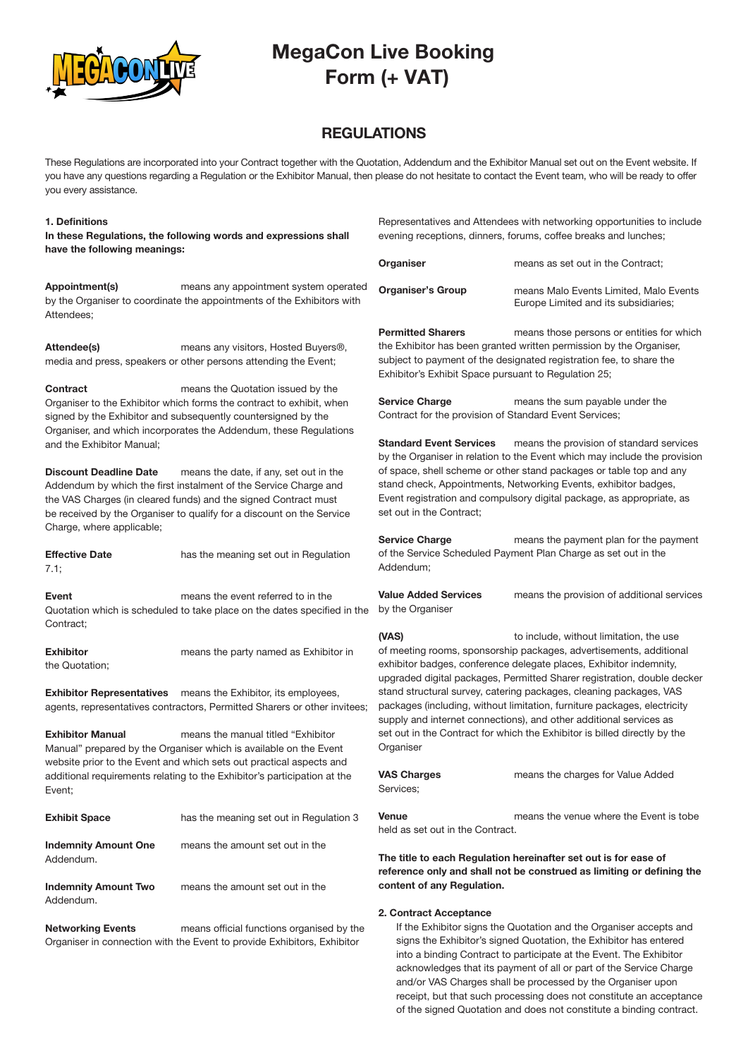# MegaCon Live Booking Form (+ VAT)

## REGULATIONS

These Regulations are incorporated into your Contract together with the Quotation, Addendum and the Exhibitor Manual set out on the Event website. If you have any questions regarding a Regulation or the Exhibitor Manual, then please do not hesitate to contact the Event team, who will be ready to offer you every assistance.

### 1. Definitions

**In these Regulations, the following words and expressions shall have the following meanings:**

**Appointment(s)** means any appointment system operated by the Organiser to coordinate the appointments of the Exhibitors with Attendees;

**Attendee(s)** means any visitors, Hosted Buyers®, media and press, speakers or other persons attending the Event;

**Contract** means the Quotation issued by the Organiser to the Exhibitor which forms the contract to exhibit, when signed by the Exhibitor and subsequently countersigned by the Organiser, and which incorporates the Addendum, these Regulations and the Exhibitor Manual;

**Discount Deadline Date** means the date, if any, set out in the Addendum by which the first instalment of the Service Charge and the VAS Charges (in cleared funds) and the signed Contract must be received by the Organiser to qualify for a discount on the Service Charge, where applicable;

**Effective Date** has the meaning set out in Regulation 7.1;

**Event** means the event referred to in the Quotation which is scheduled to take place on the dates specified in the Contract;

**Exhibitor** means the party named as Exhibitor in the Quotation;

**Exhibitor Representatives** means the Exhibitor, its employees, agents, representatives contractors, Permitted Sharers or other invitees;

**Exhibitor Manual** means the manual titled "Exhibitor Manual" prepared by the Organiser which is available on the Event website prior to the Event and which sets out practical aspects and additional requirements relating to the Exhibitor's participation at the Event;

**Exhibit Space** has the meaning set out in Regulation 3

**Indemnity Amount One** means the amount set out in the Addendum.

**Indemnity Amount Two** means the amount set out in the Addendum.

**Networking Events** means official functions organised by the Organiser in connection with the Event to provide Exhibitors, Exhibitor Representatives and Attendees with networking opportunities to include evening receptions, dinners, forums, coffee breaks and lunches;

**Organiser** means as set out in the Contract;

**Organiser's Group** means Malo Events Limited, Malo Events Europe Limited and its subsidiaries;

**Permitted Sharers** means those persons or entities for which the Exhibitor has been granted written permission by the Organiser, subject to payment of the designated registration fee, to share the Exhibitor's Exhibit Space pursuant to Regulation 25;

**Service Charge** means the sum payable under the Contract for the provision of Standard Event Services;

**Standard Event Services** means the provision of standard services by the Organiser in relation to the Event which may include the provision of space, shell scheme or other stand packages or table top and any stand check, Appointments, Networking Events, exhibitor badges, Event registration and compulsory digital package, as appropriate, as set out in the Contract;

**Service Charge** means the payment plan for the payment of the Service Scheduled Payment Plan Charge as set out in the Addendum;

**Value Added Services** means the provision of additional services by the Organiser

**(VAS)** to include, without limitation, the use of meeting rooms, sponsorship packages, advertisements, additional exhibitor badges, conference delegate places, Exhibitor indemnity, upgraded digital packages, Permitted Sharer registration, double decker stand structural survey, catering packages, cleaning packages, VAS packages (including, without limitation, furniture packages, electricity supply and internet connections), and other additional services as set out in the Contract for which the Exhibitor is billed directly by the Organiser

**VAS Charges** means the charges for Value Added Services;

**Venue** means the venue where the Event is tobe held as set out in the Contract.

**The title to each Regulation hereinafter set out is for ease of reference only and shall not be construed as limiting or defining the content of any Regulation.**

### 2. Contract Acceptance

If the Exhibitor signs the Quotation and the Organiser accepts and signs the Exhibitor's signed Quotation, the Exhibitor has entered into a binding Contract to participate at the Event. The Exhibitor acknowledges that its payment of all or part of the Service Charge and/or VAS Charges shall be processed by the Organiser upon receipt, but that such processing does not constitute an acceptance of the signed Quotation and does not constitute a binding contract.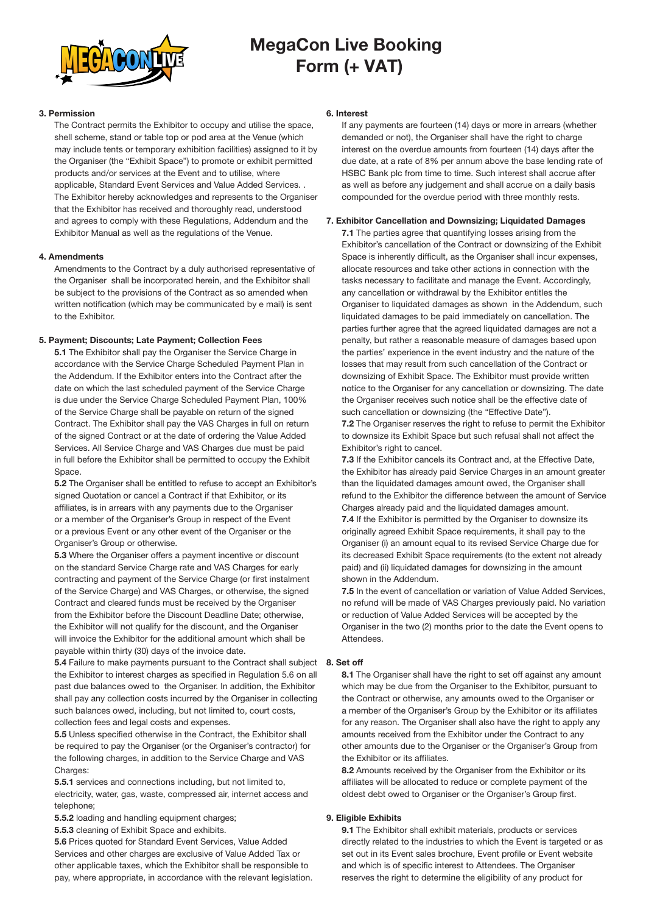# MegaCon Live Booking Form (+ VAT)

### 3. Permission

The Contract permits the Exhibitor to occupy and utilise the space, shell scheme, stand or table top or pod area at the Venue (which may include tents or temporary exhibition facilities) assigned to it by the Organiser (the "Exhibit Space") to promote or exhibit permitted products and/or services at the Event and to utilise, where applicable, Standard Event Services and Value Added Services. . The Exhibitor hereby acknowledges and represents to the Organiser that the Exhibitor has received and thoroughly read, understood and agrees to comply with these Regulations, Addendum and the Exhibitor Manual as well as the regulations of the Venue.

### 4. Amendments

Amendments to the Contract by a duly authorised representative of the Organiser shall be incorporated herein, and the Exhibitor shall be subject to the provisions of the Contract as so amended when written notification (which may be communicated by e mail) is sent to the Exhibitor.

### 5. Payment; Discounts; Late Payment; Collection Fees

**5.1** The Exhibitor shall pay the Organiser the Service Charge in accordance with the Service Charge Scheduled Payment Plan in the Addendum. If the Exhibitor enters into the Contract after the date on which the last scheduled payment of the Service Charge is due under the Service Charge Scheduled Payment Plan, 100% of the Service Charge shall be payable on return of the signed Contract. The Exhibitor shall pay the VAS Charges in full on return of the signed Contract or at the date of ordering the Value Added Services. All Service Charge and VAS Charges due must be paid in full before the Exhibitor shall be permitted to occupy the Exhibit Space.

**5.2** The Organiser shall be entitled to refuse to accept an Exhibitor's signed Quotation or cancel a Contract if that Exhibitor, or its affiliates, is in arrears with any payments due to the Organiser or a member of the Organiser's Group in respect of the Event or a previous Event or any other event of the Organiser or the Organiser's Group or otherwise.

**5.3** Where the Organiser offers a payment incentive or discount on the standard Service Charge rate and VAS Charges for early contracting and payment of the Service Charge (or first instalment of the Service Charge) and VAS Charges, or otherwise, the signed Contract and cleared funds must be received by the Organiser from the Exhibitor before the Discount Deadline Date; otherwise, the Exhibitor will not qualify for the discount, and the Organiser will invoice the Exhibitor for the additional amount which shall be payable within thirty (30) days of the invoice date.

**5.4** Failure to make payments pursuant to the Contract shall subject the Exhibitor to interest charges as specified in Regulation 5.6 on all past due balances owed to the Organiser. In addition, the Exhibitor shall pay any collection costs incurred by the Organiser in collecting such balances owed, including, but not limited to, court costs, collection fees and legal costs and expenses.

**5.5** Unless specified otherwise in the Contract, the Exhibitor shall be required to pay the Organiser (or the Organiser's contractor) for the following charges, in addition to the Service Charge and VAS Charges:

**5.5.1** services and connections including, but not limited to, electricity, water, gas, waste, compressed air, internet access and telephone;

**5.5.2** loading and handling equipment charges;

**5.5.3** cleaning of Exhibit Space and exhibits.

**5.6** Prices quoted for Standard Event Services, Value Added Services and other charges are exclusive of Value Added Tax or other applicable taxes, which the Exhibitor shall be responsible to pay, where appropriate, in accordance with the relevant legislation.

### 6. Interest

If any payments are fourteen (14) days or more in arrears (whether demanded or not), the Organiser shall have the right to charge interest on the overdue amounts from fourteen (14) days after the due date, at a rate of 8% per annum above the base lending rate of HSBC Bank plc from time to time. Such interest shall accrue after as well as before any judgement and shall accrue on a daily basis compounded for the overdue period with three monthly rests.

### 7. Exhibitor Cancellation and Downsizing; Liquidated Damages

**7.1** The parties agree that quantifying losses arising from the Exhibitor's cancellation of the Contract or downsizing of the Exhibit Space is inherently difficult, as the Organiser shall incur expenses, allocate resources and take other actions in connection with the tasks necessary to facilitate and manage the Event. Accordingly, any cancellation or withdrawal by the Exhibitor entitles the Organiser to liquidated damages as shown in the Addendum, such liquidated damages to be paid immediately on cancellation. The parties further agree that the agreed liquidated damages are not a penalty, but rather a reasonable measure of damages based upon the parties' experience in the event industry and the nature of the losses that may result from such cancellation of the Contract or downsizing of Exhibit Space. The Exhibitor must provide written notice to the Organiser for any cancellation or downsizing. The date the Organiser receives such notice shall be the effective date of such cancellation or downsizing (the "Effective Date").

**7.2** The Organiser reserves the right to refuse to permit the Exhibitor to downsize its Exhibit Space but such refusal shall not affect the Exhibitor's right to cancel.

**7.3** If the Exhibitor cancels its Contract and, at the Effective Date, the Exhibitor has already paid Service Charges in an amount greater than the liquidated damages amount owed, the Organiser shall refund to the Exhibitor the difference between the amount of Service Charges already paid and the liquidated damages amount.

**7.4** If the Exhibitor is permitted by the Organiser to downsize its originally agreed Exhibit Space requirements, it shall pay to the Organiser (i) an amount equal to its revised Service Charge due for its decreased Exhibit Space requirements (to the extent not already paid) and (ii) liquidated damages for downsizing in the amount shown in the Addendum.

**7.5** In the event of cancellation or variation of Value Added Services, no refund will be made of VAS Charges previously paid. No variation or reduction of Value Added Services will be accepted by the Organiser in the two (2) months prior to the date the Event opens to Attendees.

### 8. Set off

**8.1** The Organiser shall have the right to set off against any amount which may be due from the Organiser to the Exhibitor, pursuant to the Contract or otherwise, any amounts owed to the Organiser or a member of the Organiser's Group by the Exhibitor or its affiliates for any reason. The Organiser shall also have the right to apply any amounts received from the Exhibitor under the Contract to any other amounts due to the Organiser or the Organiser's Group from the Exhibitor or its affiliates.

**8.2** Amounts received by the Organiser from the Exhibitor or its affiliates will be allocated to reduce or complete payment of the oldest debt owed to Organiser or the Organiser's Group first.

### 9. Eligible Exhibits

**9.1** The Exhibitor shall exhibit materials, products or services directly related to the industries to which the Event is targeted or as set out in its Event sales brochure, Event profile or Event website and which is of specific interest to Attendees. The Organiser reserves the right to determine the eligibility of any product for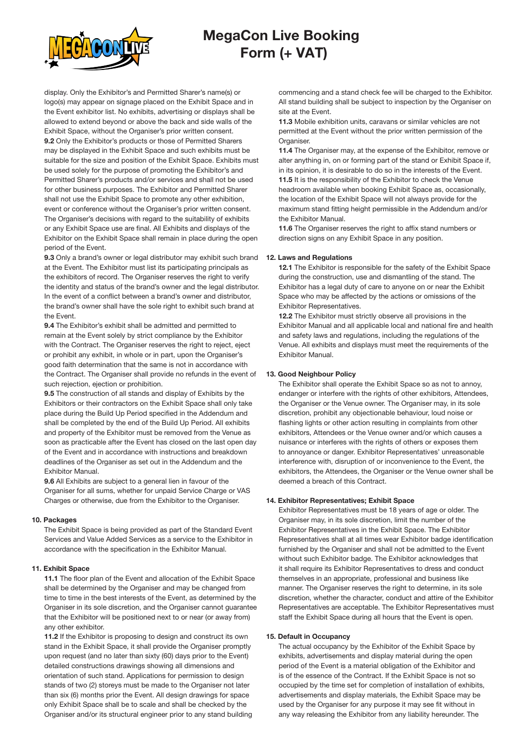display. Only the Exhibitor's and Permitted Sharer's name(s) or logo(s) may appear on signage placed on the Exhibit Space and in the Event exhibitor list. No exhibits, advertising or displays shall be allowed to extend beyond or above the back and side walls of the Exhibit Space, without the Organiser's prior written consent.

**9.2** Only the Exhibitor's products or those of Permitted Sharers may be displayed in the Exhibit Space and such exhibits must be suitable for the size and position of the Exhibit Space. Exhibits must be used solely for the purpose of promoting the Exhibitor's and Permitted Sharer's products and/or services and shall not be used for other business purposes. The Exhibitor and Permitted Sharer shall not use the Exhibit Space to promote any other exhibition, event or conference without the Organiser's prior written consent. The Organiser's decisions with regard to the suitability of exhibits or any Exhibit Space use are final. All Exhibits and displays of the Exhibitor on the Exhibit Space shall remain in place during the open period of the Event.

**9.3** Only a brand's owner or legal distributor may exhibit such brand at the Event. The Exhibitor must list its participating principals as the exhibitors of record. The Organiser reserves the right to verify the identity and status of the brand's owner and the legal distributor. In the event of a conflict between a brand's owner and distributor, the brand's owner shall have the sole right to exhibit such brand at the Event.

**9.4** The Exhibitor's exhibit shall be admitted and permitted to remain at the Event solely by strict compliance by the Exhibitor with the Contract. The Organiser reserves the right to reject, eject or prohibit any exhibit, in whole or in part, upon the Organiser's good faith determination that the same is not in accordance with the Contract. The Organiser shall provide no refunds in the event of such rejection, ejection or prohibition.

**9.5** The construction of all stands and display of Exhibits by the Exhibitors or their contractors on the Exhibit Space shall only take place during the Build Up Period specified in the Addendum and shall be completed by the end of the Build Up Period. All exhibits and property of the Exhibitor must be removed from the Venue as soon as practicable after the Event has closed on the last open day of the Event and in accordance with instructions and breakdown deadlines of the Organiser as set out in the Addendum and the Exhibitor Manual.

**9.6** All Exhibits are subject to a general lien in favour of the Organiser for all sums, whether for unpaid Service Charge or VAS Charges or otherwise, due from the Exhibitor to the Organiser.

### 10. Packages

The Exhibit Space is being provided as part of the Standard Event Services and Value Added Services as a service to the Exhibitor in accordance with the specification in the Exhibitor Manual.

### 11. Exhibit Space

**11.1** The floor plan of the Event and allocation of the Exhibit Space shall be determined by the Organiser and may be changed from time to time in the best interests of the Event, as determined by the Organiser in its sole discretion, and the Organiser cannot guarantee that the Exhibitor will be positioned next to or near (or away from) any other exhibitor.

**11.2** If the Exhibitor is proposing to design and construct its own stand in the Exhibit Space, it shall provide the Organiser promptly upon request (and no later than sixty (60) days prior to the Event) detailed constructions drawings showing all dimensions and orientation of such stand. Applications for permission to design stands of two (2) storeys must be made to the Organiser not later than six (6) months prior the Event. All design drawings for space only Exhibit Space shall be to scale and shall be checked by the Organiser and/or its structural engineer prior to any stand building commencing and a stand check fee will be charged to the Exhibitor. All stand building shall be subject to inspection by the Organiser on site at the Event.

**11.3** Mobile exhibition units, caravans or similar vehicles are not permitted at the Event without the prior written permission of the Organiser.

**11.4** The Organiser may, at the expense of the Exhibitor, remove or alter anything in, on or forming part of the stand or Exhibit Space if, in its opinion, it is desirable to do so in the interests of the Event.

**11.5** It is the responsibility of the Exhibitor to check the Venue headroom available when booking Exhibit Space as, occasionally, the location of the Exhibit Space will not always provide for the maximum stand fitting height permissible in the Addendum and/or the Exhibitor Manual.

**11.6** The Organiser reserves the right to affix stand numbers or direction signs on any Exhibit Space in any position.

### 12. Laws and Regulations

**12.1** The Exhibitor is responsible for the safety of the Exhibit Space during the construction, use and dismantling of the stand. The Exhibitor has a legal duty of care to anyone on or near the Exhibit Space who may be affected by the actions or omissions of the Exhibitor Representatives.

**12.2** The Exhibitor must strictly observe all provisions in the Exhibitor Manual and all applicable local and national fire and health and safety laws and regulations, including the regulations of the Venue. All exhibits and displays must meet the requirements of the Exhibitor Manual.

### 13. Good Neighbour Policy

The Exhibitor shall operate the Exhibit Space so as not to annoy, endanger or interfere with the rights of other exhibitors, Attendees, the Organiser or the Venue owner. The Organiser may, in its sole discretion, prohibit any objectionable behaviour, loud noise or flashing lights or other action resulting in complaints from other exhibitors, Attendees or the Venue owner and/or which causes a nuisance or interferes with the rights of others or exposes them to annoyance or danger. Exhibitor Representatives' unreasonable interference with, disruption of or inconvenience to the Event, the exhibitors, the Attendees, the Organiser or the Venue owner shall be deemed a breach of this Contract.

### 14. Exhibitor Representatives; Exhibit Space

Exhibitor Representatives must be 18 years of age or older. The Organiser may, in its sole discretion, limit the number of the Exhibitor Representatives in the Exhibit Space. The Exhibitor Representatives shall at all times wear Exhibitor badge identification furnished by the Organiser and shall not be admitted to the Event without such Exhibitor badge. The Exhibitor acknowledges that it shall require its Exhibitor Representatives to dress and conduct themselves in an appropriate, professional and business like manner. The Organiser reserves the right to determine, in its sole discretion, whether the character, conduct and attire of the Exhibitor Representatives are acceptable. The Exhibitor Representatives must staff the Exhibit Space during all hours that the Event is open.

### 15. Default in Occupancy

The actual occupancy by the Exhibitor of the Exhibit Space by exhibits, advertisements and display material during the open period of the Event is a material obligation of the Exhibitor and is of the essence of the Contract. If the Exhibit Space is not so occupied by the time set for completion of installation of exhibits, advertisements and display materials, the Exhibit Space may be used by the Organiser for any purpose it may see fit without in any way releasing the Exhibitor from any liability hereunder. The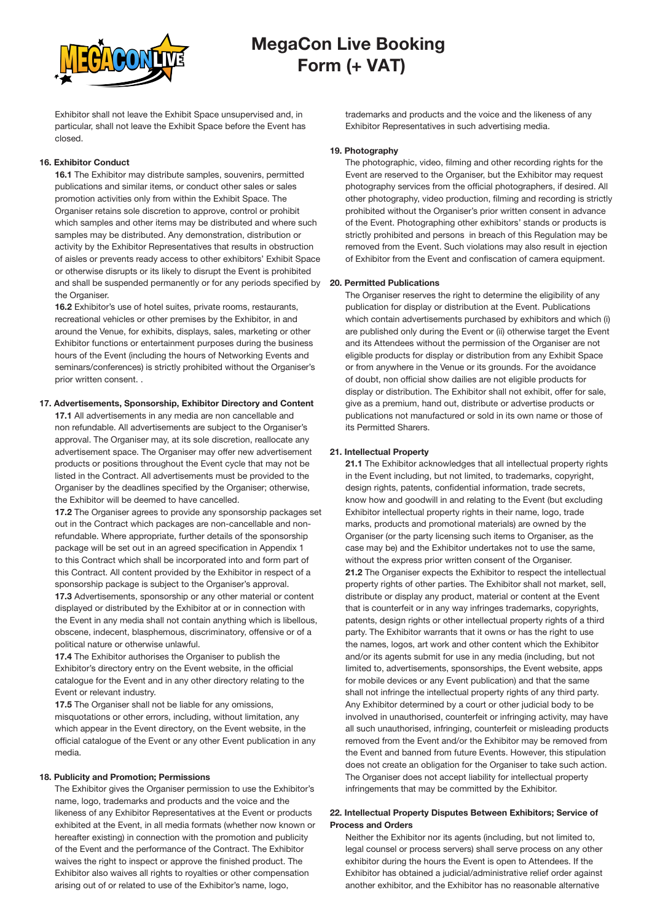Exhibitor shall not leave the Exhibit Space unsupervised and, in particular, shall not leave the Exhibit Space before the Event has closed.

**16. Exhibitor Conduct**

**16.1** The Exhibitor may distribute samples, souvenirs, permitted publications and similar items, or conduct other sales or sales promotion activities only from within the Exhibit Space. The Organiser retains sole discretion to approve, control or prohibit which samples and other items may be distributed and where such samples may be distributed. Any demonstration, distribution or activity by the Exhibitor Representatives that results in obstruction of aisles or prevents ready access to other exhibitors' Exhibit Space or otherwise disrupts or its likely to disrupt the Event is prohibited and shall be suspended permanently or for any periods specified by the Organiser.

**16.2** Exhibitor's use of hotel suites, private rooms, restaurants, recreational vehicles or other premises by the Exhibitor, in and around the Venue, for exhibits, displays, sales, marketing or other Exhibitor functions or entertainment purposes during the business hours of the Event (including the hours of Networking Events and seminars/conferences) is strictly prohibited without the Organiser's prior written consent. .

**17. Advertisements, Sponsorship, Exhibitor Directory and Content**

**17.1** All advertisements in any media are non cancellable and non refundable. All advertisements are subject to the Organiser's approval. The Organiser may, at its sole discretion, reallocate any advertisement space. The Organiser may offer new advertisement products or positions throughout the Event cycle that may not be listed in the Contract. All advertisements must be provided to the Organiser by the deadlines specified by the Organiser; otherwise, the Exhibitor will be deemed to have cancelled.

**17.2** The Organiser agrees to provide any sponsorship packages set out in the Contract which packages are non-cancellable and non-refundable. Where appropriate, further details of the sponsorship package will be set out in an agreed specification in Appendix 1 to this Contract which shall be incorporated into and form part of this Contract. All content provided by the Exhibitor in respect of a sponsorship package is subject to the Organiser's approval.

**17.3** Advertisements, sponsorship or any other material or content displayed or distributed by the Exhibitor at or in connection with the Event in any media shall not contain anything which is libellous, obscene, indecent, blasphemous, discriminatory, offensive or of a political nature or otherwise unlawful.

**17.4** The Exhibitor authorises the Organiser to publish the Exhibitor's directory entry on the Event website, in the official catalogue for the Event and in any other directory relating to the Event or relevant industry.

**17.5** The Organiser shall not be liable for any omissions, misquotations or other errors, including, without limitation, any which appear in the Event directory, on the Event website, in the official catalogue of the Event or any other Event publication in any media.

**18. Publicity and Promotion; Permissions**

The Exhibitor gives the Organiser permission to use the Exhibitor's name, logo, trademarks and products and the voice and the likeness of any Exhibitor Representatives at the Event or products exhibited at the Event, in all media formats (whether now known or hereafter existing) in connection with the promotion and publicity of the Event and the performance of the Contract. The Exhibitor waives the right to inspect or approve the finished product. The Exhibitor also waives all rights to royalties or other compensation arising out of or related to use of the Exhibitor's name, logo, trademarks and products and the voice and the likeness of any Exhibitor Representatives in such advertising media.

**19. Photography**

The photographic, video, filming and other recording rights for the Event are reserved to the Organiser, but the Exhibitor may request photography services from the official photographers, if desired. All other photography, video production, filming and recording is strictly prohibited without the Organiser's prior written consent in advance of the Event. Photographing other exhibitors' stands or products is strictly prohibited and persons in breach of this Regulation may be removed from the Event. Such violations may also result in ejection of Exhibitor from the Event and confiscation of camera equipment.

**20. Permitted Publications**

The Organiser reserves the right to determine the eligibility of any publication for display or distribution at the Event. Publications which contain advertisements purchased by exhibitors and which (i) are published only during the Event or (ii) otherwise target the Event and its Attendees without the permission of the Organiser are not eligible products for display or distribution from any Exhibit Space or from anywhere in the Venue or its grounds. For the avoidance of doubt, non official show dailies are not eligible products for display or distribution. The Exhibitor shall not exhibit, offer for sale, give as a premium, hand out, distribute or advertise products or publications not manufactured or sold in its own name or those of its Permitted Sharers.

**21. Intellectual Property**

**21.1** The Exhibitor acknowledges that all intellectual property rights in the Event including, but not limited, to trademarks, copyright, design rights, patents, confidential information, trade secrets, know how and goodwill in and relating to the Event (but excluding Exhibitor intellectual property rights in their name, logo, trade marks, products and promotional materials) are owned by the Organiser (or the party licensing such items to Organiser, as the case may be) and the Exhibitor undertakes not to use the same, without the express prior written consent of the Organiser.

**21.2** The Organiser expects the Exhibitor to respect the intellectual property rights of other parties. The Exhibitor shall not market, sell, distribute or display any product, material or content at the Event that is counterfeit or in any way infringes trademarks, copyrights, patents, design rights or other intellectual property rights of a third party. The Exhibitor warrants that it owns or has the right to use the names, logos, art work and other content which the Exhibitor and/or its agents submit for use in any media (including, but not limited to, advertisements, sponsorships, the Event website, apps for mobile devices or any Event publication) and that the same shall not infringe the intellectual property rights of any third party. Any Exhibitor determined by a court or other judicial body to be involved in unauthorised, counterfeit or infringing activity, may have all such unauthorised, infringing, counterfeit or misleading products removed from the Event and/or the Exhibitor may be removed from the Event and banned from future Events. However, this stipulation does not create an obligation for the Organiser to take such action. The Organiser does not accept liability for intellectual property infringements that may be committed by the Exhibitor.

**22. Intellectual Property Disputes Between Exhibitors; Service of Process and Orders**

Neither the Exhibitor nor its agents (including, but not limited to, legal counsel or process servers) shall serve process on any other exhibitor during the hours the Event is open to Attendees. If the Exhibitor has obtained a judicial/administrative relief order against another exhibitor, and the Exhibitor has no reasonable alternative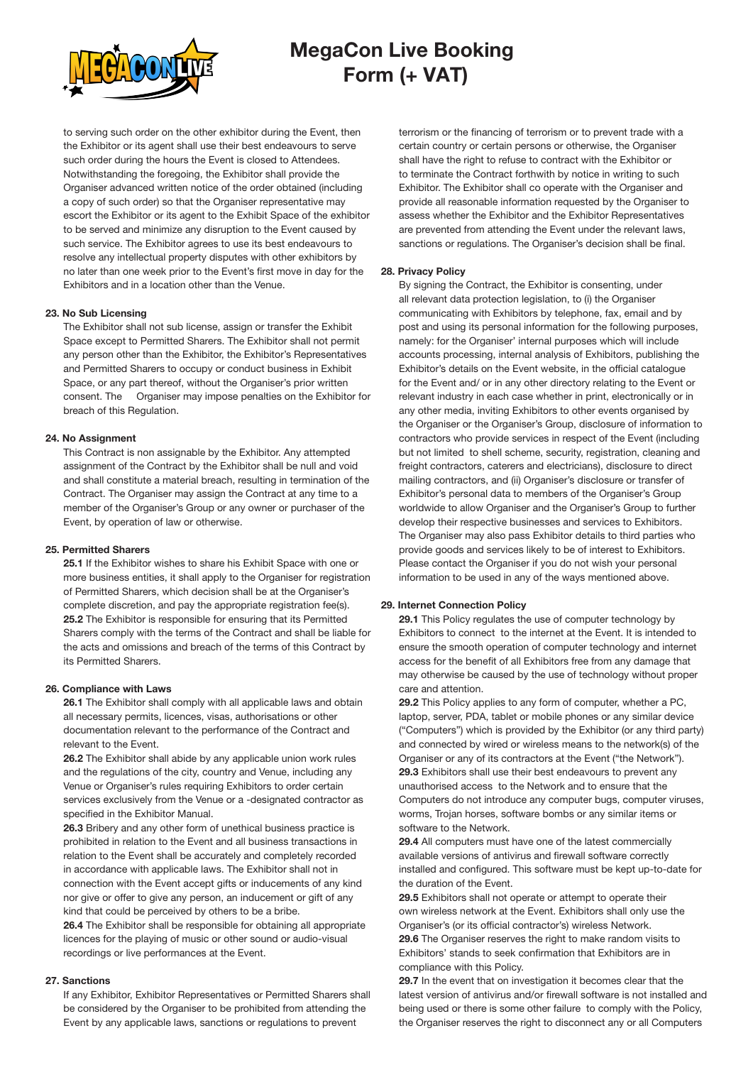to serving such order on the other exhibitor during the Event, then the Exhibitor or its agent shall use their best endeavours to serve such order during the hours the Event is closed to Attendees. Notwithstanding the foregoing, the Exhibitor shall provide the Organiser advanced written notice of the order obtained (including a copy of such order) so that the Organiser representative may escort the Exhibitor or its agent to the Exhibit Space of the exhibitor to be served and minimize any disruption to the Event caused by such service. The Exhibitor agrees to use its best endeavours to resolve any intellectual property disputes with other exhibitors by no later than one week prior to the Event's first move in day for the Exhibitors and in a location other than the Venue.

#### 23. No Sub Licensing

The Exhibitor shall not sub license, assign or transfer the Exhibit Space except to Permitted Sharers. The Exhibitor shall not permit any person other than the Exhibitor, the Exhibitor's Representatives and Permitted Sharers to occupy or conduct business in Exhibit Space, or any part thereof, without the Organiser's prior written consent. The Organiser may impose penalties on the Exhibitor for breach of this Regulation.

#### 24. No Assignment

This Contract is non assignable by the Exhibitor. Any attempted assignment of the Contract by the Exhibitor shall be null and void and shall constitute a material breach, resulting in termination of the Contract. The Organiser may assign the Contract at any time to a member of the Organiser's Group or any owner or purchaser of the Event, by operation of law or otherwise.

#### 25. Permitted Sharers

**25.1** If the Exhibitor wishes to share his Exhibit Space with one or more business entities, it shall apply to the Organiser for registration of Permitted Sharers, which decision shall be at the Organiser's complete discretion, and pay the appropriate registration fee(s).
**25.2** The Exhibitor is responsible for ensuring that its Permitted Sharers comply with the terms of the Contract and shall be liable for the acts and omissions and breach of the terms of this Contract by its Permitted Sharers.

#### 26. Compliance with Laws

**26.1** The Exhibitor shall comply with all applicable laws and obtain all necessary permits, licences, visas, authorisations or other documentation relevant to the performance of the Contract and relevant to the Event.
**26.2** The Exhibitor shall abide by any applicable union work rules and the regulations of the city, country and Venue, including any Venue or Organiser's rules requiring Exhibitors to order certain services exclusively from the Venue or a -designated contractor as specified in the Exhibitor Manual.
**26.3** Bribery and any other form of unethical business practice is prohibited in relation to the Event and all business transactions in relation to the Event shall be accurately and completely recorded in accordance with applicable laws. The Exhibitor shall not in connection with the Event accept gifts or inducements of any kind nor give or offer to give any person, an inducement or gift of any kind that could be perceived by others to be a bribe.
**26.4** The Exhibitor shall be responsible for obtaining all appropriate licences for the playing of music or other sound or audio-visual recordings or live performances at the Event.

#### 27. Sanctions

If any Exhibitor, Exhibitor Representatives or Permitted Sharers shall be considered by the Organiser to be prohibited from attending the Event by any applicable laws, sanctions or regulations to prevent terrorism or the financing of terrorism or to prevent trade with a certain country or certain persons or otherwise, the Organiser shall have the right to refuse to contract with the Exhibitor or to terminate the Contract forthwith by notice in writing to such Exhibitor. The Exhibitor shall co operate with the Organiser and provide all reasonable information requested by the Organiser to assess whether the Exhibitor and the Exhibitor Representatives are prevented from attending the Event under the relevant laws, sanctions or regulations. The Organiser's decision shall be final.

#### 28. Privacy Policy

By signing the Contract, the Exhibitor is consenting, under all relevant data protection legislation, to (i) the Organiser communicating with Exhibitors by telephone, fax, email and by post and using its personal information for the following purposes, namely: for the Organiser' internal purposes which will include accounts processing, internal analysis of Exhibitors, publishing the Exhibitor's details on the Event website, in the official catalogue for the Event and/ or in any other directory relating to the Event or relevant industry in each case whether in print, electronically or in any other media, inviting Exhibitors to other events organised by the Organiser or the Organiser's Group, disclosure of information to contractors who provide services in respect of the Event (including but not limited to shell scheme, security, registration, cleaning and freight contractors, caterers and electricians), disclosure to direct mailing contractors, and (ii) Organiser's disclosure or transfer of Exhibitor's personal data to members of the Organiser's Group worldwide to allow Organiser and the Organiser's Group to further develop their respective businesses and services to Exhibitors. The Organiser may also pass Exhibitor details to third parties who provide goods and services likely to be of interest to Exhibitors. Please contact the Organiser if you do not wish your personal information to be used in any of the ways mentioned above.

#### 29. Internet Connection Policy

**29.1** This Policy regulates the use of computer technology by Exhibitors to connect to the internet at the Event. It is intended to ensure the smooth operation of computer technology and internet access for the benefit of all Exhibitors free from any damage that may otherwise be caused by the use of technology without proper care and attention.
**29.2** This Policy applies to any form of computer, whether a PC, laptop, server, PDA, tablet or mobile phones or any similar device ("Computers") which is provided by the Exhibitor (or any third party) and connected by wired or wireless means to the network(s) of the Organiser or any of its contractors at the Event ("the Network").
**29.3** Exhibitors shall use their best endeavours to prevent any unauthorised access to the Network and to ensure that the Computers do not introduce any computer bugs, computer viruses, worms, Trojan horses, software bombs or any similar items or software to the Network.
**29.4** All computers must have one of the latest commercially available versions of antivirus and firewall software correctly installed and configured. This software must be kept up-to-date for the duration of the Event.
**29.5** Exhibitors shall not operate or attempt to operate their own wireless network at the Event. Exhibitors shall only use the Organiser's (or its official contractor's) wireless Network.
**29.6** The Organiser reserves the right to make random visits to Exhibitors' stands to seek confirmation that Exhibitors are in compliance with this Policy.
**29.7** In the event that on investigation it becomes clear that the latest version of antivirus and/or firewall software is not installed and being used or there is some other failure to comply with the Policy, the Organiser reserves the right to disconnect any or all Computers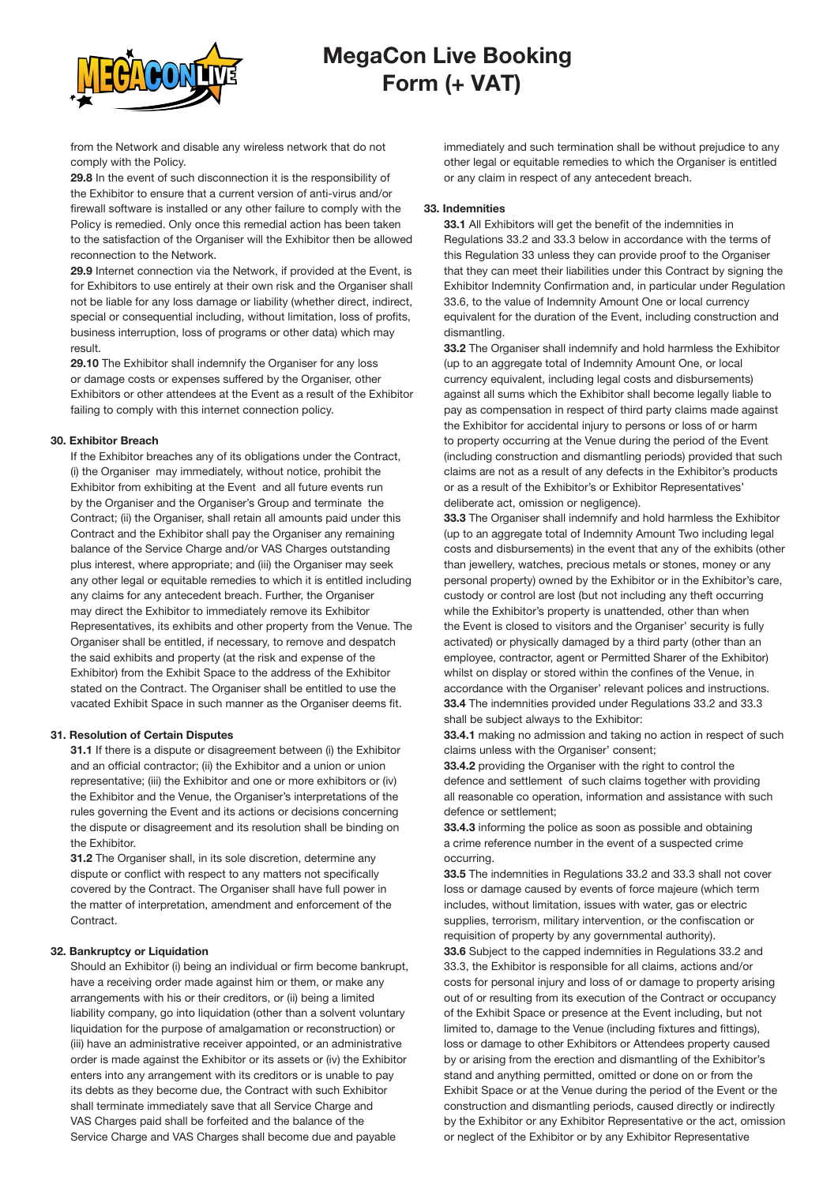from the Network and disable any wireless network that do not comply with the Policy.

**29.8** In the event of such disconnection it is the responsibility of the Exhibitor to ensure that a current version of anti-virus and/or firewall software is installed or any other failure to comply with the Policy is remedied. Only once this remedial action has been taken to the satisfaction of the Organiser will the Exhibitor then be allowed reconnection to the Network.

**29.9** Internet connection via the Network, if provided at the Event, is for Exhibitors to use entirely at their own risk and the Organiser shall not be liable for any loss damage or liability (whether direct, indirect, special or consequential including, without limitation, loss of profits, business interruption, loss of programs or other data) which may result.

**29.10** The Exhibitor shall indemnify the Organiser for any loss or damage costs or expenses suffered by the Organiser, other Exhibitors or other attendees at the Event as a result of the Exhibitor failing to comply with this internet connection policy.

### 30. Exhibitor Breach

If the Exhibitor breaches any of its obligations under the Contract, (i) the Organiser may immediately, without notice, prohibit the Exhibitor from exhibiting at the Event and all future events run by the Organiser and the Organiser's Group and terminate the Contract; (ii) the Organiser, shall retain all amounts paid under this Contract and the Exhibitor shall pay the Organiser any remaining balance of the Service Charge and/or VAS Charges outstanding plus interest, where appropriate; and (iii) the Organiser may seek any other legal or equitable remedies to which it is entitled including any claims for any antecedent breach. Further, the Organiser may direct the Exhibitor to immediately remove its Exhibitor Representatives, its exhibits and other property from the Venue. The Organiser shall be entitled, if necessary, to remove and despatch the said exhibits and property (at the risk and expense of the Exhibitor) from the Exhibit Space to the address of the Exhibitor stated on the Contract. The Organiser shall be entitled to use the vacated Exhibit Space in such manner as the Organiser deems fit.

### 31. Resolution of Certain Disputes

**31.1** If there is a dispute or disagreement between (i) the Exhibitor and an official contractor; (ii) the Exhibitor and a union or union representative; (iii) the Exhibitor and one or more exhibitors or (iv) the Exhibitor and the Venue, the Organiser's interpretations of the rules governing the Event and its actions or decisions concerning the dispute or disagreement and its resolution shall be binding on the Exhibitor.

**31.2** The Organiser shall, in its sole discretion, determine any dispute or conflict with respect to any matters not specifically covered by the Contract. The Organiser shall have full power in the matter of interpretation, amendment and enforcement of the Contract.

### 32. Bankruptcy or Liquidation

Should an Exhibitor (i) being an individual or firm become bankrupt, have a receiving order made against him or them, or make any arrangements with his or their creditors, or (ii) being a limited liability company, go into liquidation (other than a solvent voluntary liquidation for the purpose of amalgamation or reconstruction) or (iii) have an administrative receiver appointed, or an administrative order is made against the Exhibitor or its assets or (iv) the Exhibitor enters into any arrangement with its creditors or is unable to pay its debts as they become due, the Contract with such Exhibitor shall terminate immediately save that all Service Charge and VAS Charges paid shall be forfeited and the balance of the Service Charge and VAS Charges shall become due and payable immediately and such termination shall be without prejudice to any other legal or equitable remedies to which the Organiser is entitled or any claim in respect of any antecedent breach.

### 33. Indemnities

**33.1** All Exhibitors will get the benefit of the indemnities in Regulations 33.2 and 33.3 below in accordance with the terms of this Regulation 33 unless they can provide proof to the Organiser that they can meet their liabilities under this Contract by signing the Exhibitor Indemnity Confirmation and, in particular under Regulation 33.6, to the value of Indemnity Amount One or local currency equivalent for the duration of the Event, including construction and dismantling.

**33.2** The Organiser shall indemnify and hold harmless the Exhibitor (up to an aggregate total of Indemnity Amount One, or local currency equivalent, including legal costs and disbursements) against all sums which the Exhibitor shall become legally liable to pay as compensation in respect of third party claims made against the Exhibitor for accidental injury to persons or loss of or harm to property occurring at the Venue during the period of the Event (including construction and dismantling periods) provided that such claims are not as a result of any defects in the Exhibitor's products or as a result of the Exhibitor's or Exhibitor Representatives' deliberate act, omission or negligence).

**33.3** The Organiser shall indemnify and hold harmless the Exhibitor (up to an aggregate total of Indemnity Amount Two including legal costs and disbursements) in the event that any of the exhibits (other than jewellery, watches, precious metals or stones, money or any personal property) owned by the Exhibitor or in the Exhibitor's care, custody or control are lost (but not including any theft occurring while the Exhibitor's property is unattended, other than when the Event is closed to visitors and the Organiser' security is fully activated) or physically damaged by a third party (other than an employee, contractor, agent or Permitted Sharer of the Exhibitor) whilst on display or stored within the confines of the Venue, in accordance with the Organiser' relevant polices and instructions.

**33.4** The indemnities provided under Regulations 33.2 and 33.3 shall be subject always to the Exhibitor:

**33.4.1** making no admission and taking no action in respect of such claims unless with the Organiser' consent;

**33.4.2** providing the Organiser with the right to control the defence and settlement of such claims together with providing all reasonable co operation, information and assistance with such defence or settlement;

**33.4.3** informing the police as soon as possible and obtaining a crime reference number in the event of a suspected crime occurring.

**33.5** The indemnities in Regulations 33.2 and 33.3 shall not cover loss or damage caused by events of force majeure (which term includes, without limitation, issues with water, gas or electric supplies, terrorism, military intervention, or the confiscation or requisition of property by any governmental authority).

**33.6** Subject to the capped indemnities in Regulations 33.2 and 33.3, the Exhibitor is responsible for all claims, actions and/or costs for personal injury and loss of or damage to property arising out of or resulting from its execution of the Contract or occupancy of the Exhibit Space or presence at the Event including, but not limited to, damage to the Venue (including fixtures and fittings), loss or damage to other Exhibitors or Attendees property caused by or arising from the erection and dismantling of the Exhibitor's stand and anything permitted, omitted or done on or from the Exhibit Space or at the Venue during the period of the Event or the construction and dismantling periods, caused directly or indirectly by the Exhibitor or any Exhibitor Representative or the act, omission or neglect of the Exhibitor or by any Exhibitor Representative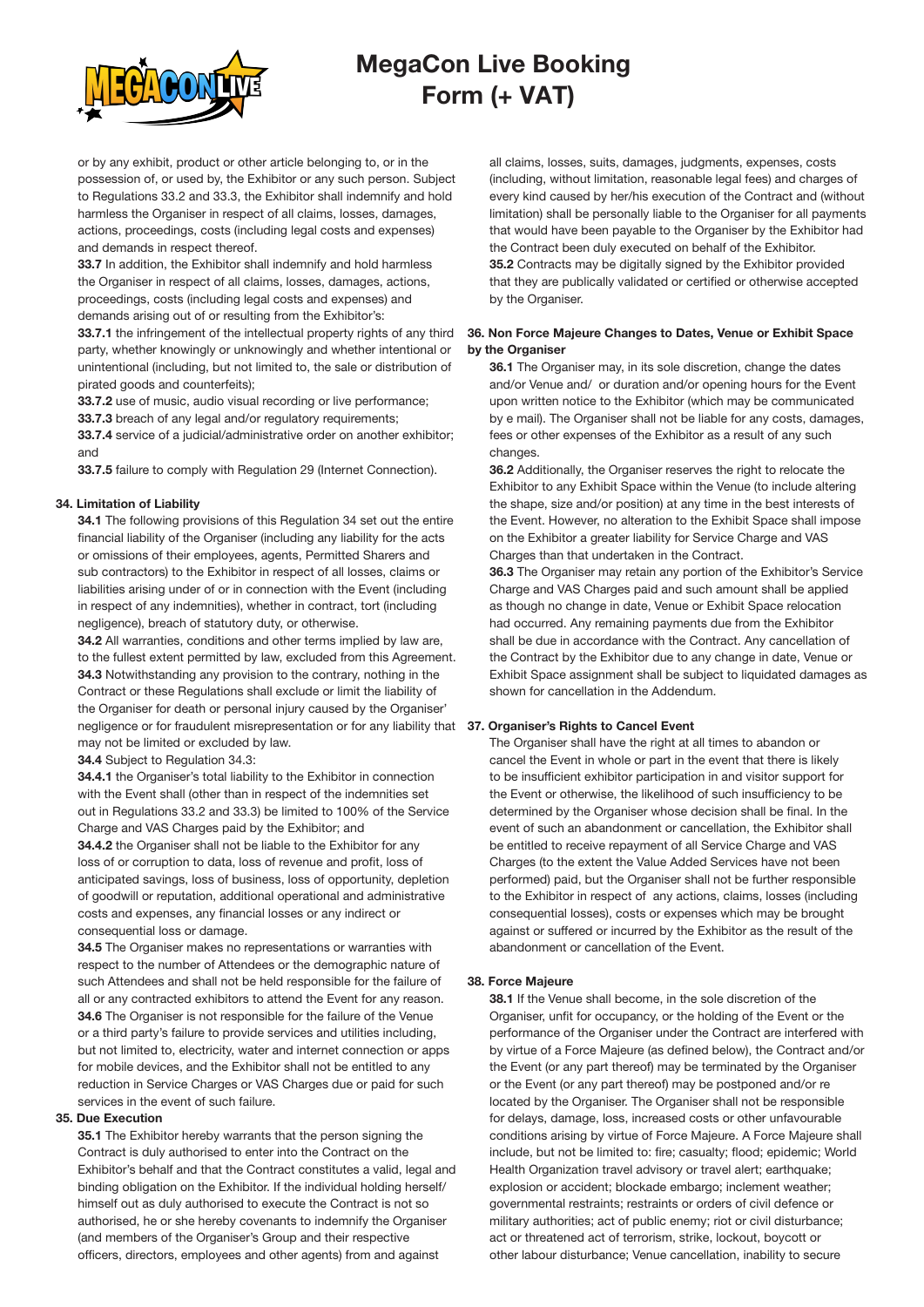or by any exhibit, product or other article belonging to, or in the possession of, or used by, the Exhibitor or any such person. Subject to Regulations 33.2 and 33.3, the Exhibitor shall indemnify and hold harmless the Organiser in respect of all claims, losses, damages, actions, proceedings, costs (including legal costs and expenses) and demands in respect thereof.

**33.7** In addition, the Exhibitor shall indemnify and hold harmless the Organiser in respect of all claims, losses, damages, actions, proceedings, costs (including legal costs and expenses) and demands arising out of or resulting from the Exhibitor's:

**33.7.1** the infringement of the intellectual property rights of any third party, whether knowingly or unknowingly and whether intentional or unintentional (including, but not limited to, the sale or distribution of pirated goods and counterfeits);

**33.7.2** use of music, audio visual recording or live performance;

**33.7.3** breach of any legal and/or regulatory requirements;

**33.7.4** service of a judicial/administrative order on another exhibitor; and

**33.7.5** failure to comply with Regulation 29 (Internet Connection).

#### 34. Limitation of Liability

**34.1** The following provisions of this Regulation 34 set out the entire financial liability of the Organiser (including any liability for the acts or omissions of their employees, agents, Permitted Sharers and sub contractors) to the Exhibitor in respect of all losses, claims or liabilities arising under of or in connection with the Event (including in respect of any indemnities), whether in contract, tort (including negligence), breach of statutory duty, or otherwise.

**34.2** All warranties, conditions and other terms implied by law are, to the fullest extent permitted by law, excluded from this Agreement.

**34.3** Notwithstanding any provision to the contrary, nothing in the Contract or these Regulations shall exclude or limit the liability of the Organiser for death or personal injury caused by the Organiser' negligence or for fraudulent misrepresentation or for any liability that may not be limited or excluded by law.

**34.4** Subject to Regulation 34.3:

**34.4.1** the Organiser's total liability to the Exhibitor in connection with the Event shall (other than in respect of the indemnities set out in Regulations 33.2 and 33.3) be limited to 100% of the Service Charge and VAS Charges paid by the Exhibitor; and

**34.4.2** the Organiser shall not be liable to the Exhibitor for any loss of or corruption to data, loss of revenue and profit, loss of anticipated savings, loss of business, loss of opportunity, depletion of goodwill or reputation, additional operational and administrative costs and expenses, any financial losses or any indirect or consequential loss or damage.

**34.5** The Organiser makes no representations or warranties with respect to the number of Attendees or the demographic nature of such Attendees and shall not be held responsible for the failure of all or any contracted exhibitors to attend the Event for any reason.

**34.6** The Organiser is not responsible for the failure of the Venue or a third party's failure to provide services and utilities including, but not limited to, electricity, water and internet connection or apps for mobile devices, and the Exhibitor shall not be entitled to any reduction in Service Charges or VAS Charges due or paid for such services in the event of such failure.

#### 35. Due Execution

**35.1** The Exhibitor hereby warrants that the person signing the Contract is duly authorised to enter into the Contract on the Exhibitor's behalf and that the Contract constitutes a valid, legal and binding obligation on the Exhibitor. If the individual holding herself/himself out as duly authorised to execute the Contract is not so authorised, he or she hereby covenants to indemnify the Organiser (and members of the Organiser's Group and their respective officers, directors, employees and other agents) from and against all claims, losses, suits, damages, judgments, expenses, costs (including, without limitation, reasonable legal fees) and charges of every kind caused by her/his execution of the Contract and (without limitation) shall be personally liable to the Organiser for all payments that would have been payable to the Organiser by the Exhibitor had the Contract been duly executed on behalf of the Exhibitor.

**35.2** Contracts may be digitally signed by the Exhibitor provided that they are publically validated or certified or otherwise accepted by the Organiser.

#### 36. Non Force Majeure Changes to Dates, Venue or Exhibit Space by the Organiser

**36.1** The Organiser may, in its sole discretion, change the dates and/or Venue and/ or duration and/or opening hours for the Event upon written notice to the Exhibitor (which may be communicated by e mail). The Organiser shall not be liable for any costs, damages, fees or other expenses of the Exhibitor as a result of any such changes.

**36.2** Additionally, the Organiser reserves the right to relocate the Exhibitor to any Exhibit Space within the Venue (to include altering the shape, size and/or position) at any time in the best interests of the Event. However, no alteration to the Exhibit Space shall impose on the Exhibitor a greater liability for Service Charge and VAS Charges than that undertaken in the Contract.

**36.3** The Organiser may retain any portion of the Exhibitor's Service Charge and VAS Charges paid and such amount shall be applied as though no change in date, Venue or Exhibit Space relocation had occurred. Any remaining payments due from the Exhibitor shall be due in accordance with the Contract. Any cancellation of the Contract by the Exhibitor due to any change in date, Venue or Exhibit Space assignment shall be subject to liquidated damages as shown for cancellation in the Addendum.

#### 37. Organiser's Rights to Cancel Event

The Organiser shall have the right at all times to abandon or cancel the Event in whole or part in the event that there is likely to be insufficient exhibitor participation in and visitor support for the Event or otherwise, the likelihood of such insufficiency to be determined by the Organiser whose decision shall be final. In the event of such an abandonment or cancellation, the Exhibitor shall be entitled to receive repayment of all Service Charge and VAS Charges (to the extent the Value Added Services have not been performed) paid, but the Organiser shall not be further responsible to the Exhibitor in respect of any actions, claims, losses (including consequential losses), costs or expenses which may be brought against or suffered or incurred by the Exhibitor as the result of the abandonment or cancellation of the Event.

#### 38. Force Majeure

**38.1** If the Venue shall become, in the sole discretion of the Organiser, unfit for occupancy, or the holding of the Event or the performance of the Organiser under the Contract are interfered with by virtue of a Force Majeure (as defined below), the Contract and/or the Event (or any part thereof) may be terminated by the Organiser or the Event (or any part thereof) may be postponed and/or re located by the Organiser. The Organiser shall not be responsible for delays, damage, loss, increased costs or other unfavourable conditions arising by virtue of Force Majeure. A Force Majeure shall include, but not be limited to: fire; casualty; flood; epidemic; World Health Organization travel advisory or travel alert; earthquake; explosion or accident; blockade embargo; inclement weather; governmental restraints; restraints or orders of civil defence or military authorities; act of public enemy; riot or civil disturbance; act or threatened act of terrorism, strike, lockout, boycott or other labour disturbance; Venue cancellation, inability to secure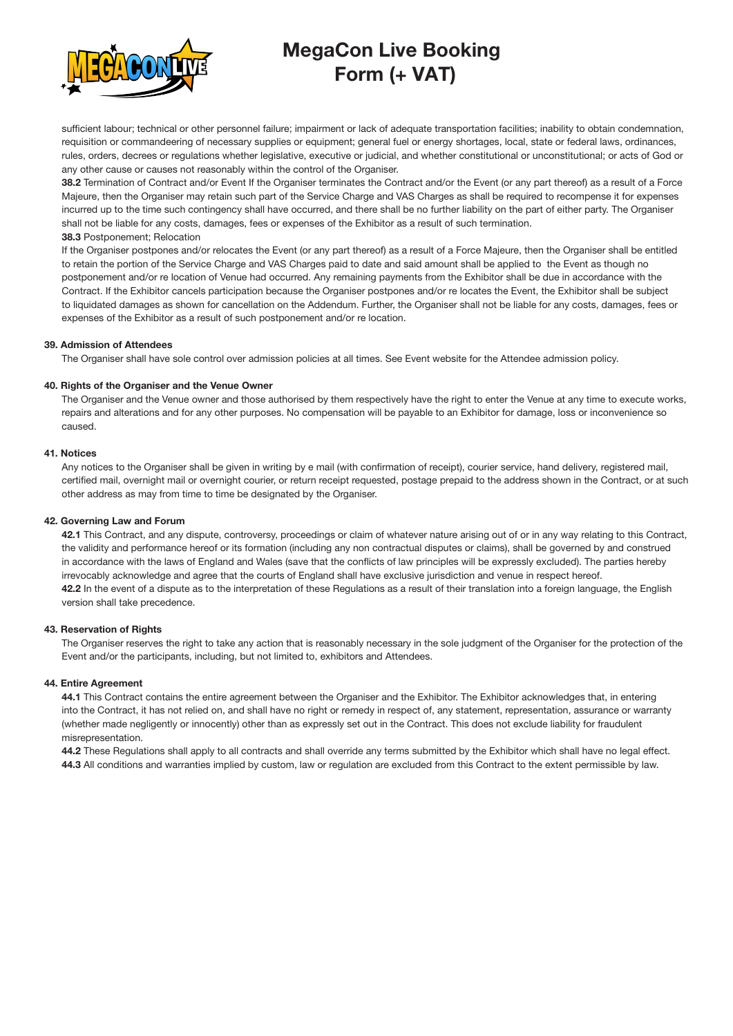sufficient labour; technical or other personnel failure; impairment or lack of adequate transportation facilities; inability to obtain condemnation, requisition or commandeering of necessary supplies or equipment; general fuel or energy shortages, local, state or federal laws, ordinances, rules, orders, decrees or regulations whether legislative, executive or judicial, and whether constitutional or unconstitutional; or acts of God or any other cause or causes not reasonably within the control of the Organiser.

**38.2** Termination of Contract and/or Event If the Organiser terminates the Contract and/or the Event (or any part thereof) as a result of a Force Majeure, then the Organiser may retain such part of the Service Charge and VAS Charges as shall be required to recompense it for expenses incurred up to the time such contingency shall have occurred, and there shall be no further liability on the part of either party. The Organiser shall not be liable for any costs, damages, fees or expenses of the Exhibitor as a result of such termination.

**38.3** Postponement; Relocation

If the Organiser postpones and/or relocates the Event (or any part thereof) as a result of a Force Majeure, then the Organiser shall be entitled to retain the portion of the Service Charge and VAS Charges paid to date and said amount shall be applied to the Event as though no postponement and/or re location of Venue had occurred. Any remaining payments from the Exhibitor shall be due in accordance with the Contract. If the Exhibitor cancels participation because the Organiser postpones and/or re locates the Event, the Exhibitor shall be subject to liquidated damages as shown for cancellation on the Addendum. Further, the Organiser shall not be liable for any costs, damages, fees or expenses of the Exhibitor as a result of such postponement and/or re location.

#### 39. Admission of Attendees

The Organiser shall have sole control over admission policies at all times. See Event website for the Attendee admission policy.

#### 40. Rights of the Organiser and the Venue Owner

The Organiser and the Venue owner and those authorised by them respectively have the right to enter the Venue at any time to execute works, repairs and alterations and for any other purposes. No compensation will be payable to an Exhibitor for damage, loss or inconvenience so caused.

#### 41. Notices

Any notices to the Organiser shall be given in writing by e mail (with confirmation of receipt), courier service, hand delivery, registered mail, certified mail, overnight mail or overnight courier, or return receipt requested, postage prepaid to the address shown in the Contract, or at such other address as may from time to time be designated by the Organiser.

#### 42. Governing Law and Forum

**42.1** This Contract, and any dispute, controversy, proceedings or claim of whatever nature arising out of or in any way relating to this Contract, the validity and performance hereof or its formation (including any non contractual disputes or claims), shall be governed by and construed in accordance with the laws of England and Wales (save that the conflicts of law principles will be expressly excluded). The parties hereby irrevocably acknowledge and agree that the courts of England shall have exclusive jurisdiction and venue in respect hereof.

**42.2** In the event of a dispute as to the interpretation of these Regulations as a result of their translation into a foreign language, the English version shall take precedence.

#### 43. Reservation of Rights

The Organiser reserves the right to take any action that is reasonably necessary in the sole judgment of the Organiser for the protection of the Event and/or the participants, including, but not limited to, exhibitors and Attendees.

#### 44. Entire Agreement

**44.1** This Contract contains the entire agreement between the Organiser and the Exhibitor. The Exhibitor acknowledges that, in entering into the Contract, it has not relied on, and shall have no right or remedy in respect of, any statement, representation, assurance or warranty (whether made negligently or innocently) other than as expressly set out in the Contract. This does not exclude liability for fraudulent misrepresentation.

**44.2** These Regulations shall apply to all contracts and shall override any terms submitted by the Exhibitor which shall have no legal effect.

**44.3** All conditions and warranties implied by custom, law or regulation are excluded from this Contract to the extent permissible by law.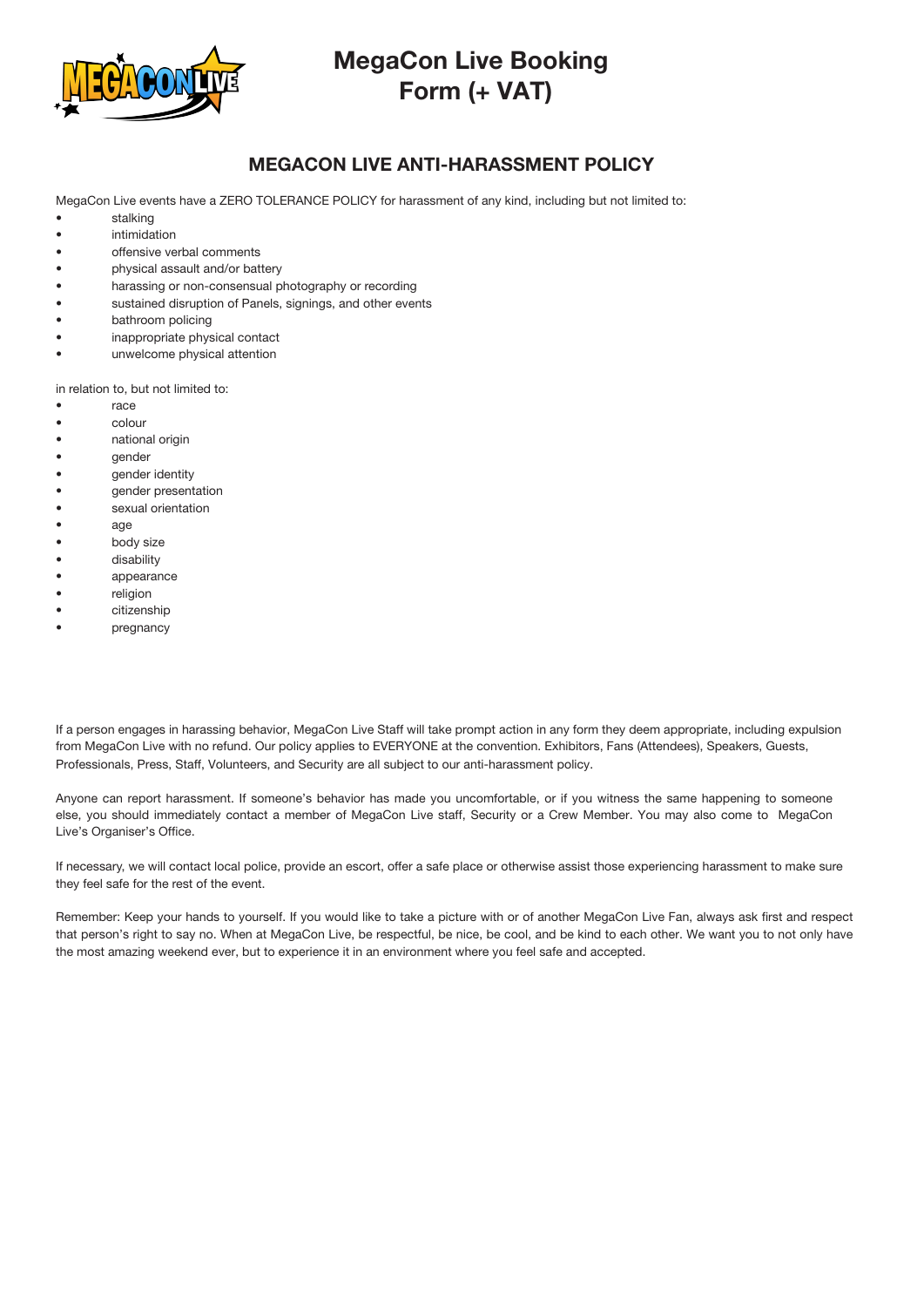# MegaCon Live Booking Form (+ VAT)

## MEGACON LIVE ANTI-HARASSMENT POLICY

MegaCon Live events have a ZERO TOLERANCE POLICY for harassment of any kind, including but not limited to:

- stalking
- intimidation
- offensive verbal comments
- physical assault and/or battery
- harassing or non-consensual photography or recording
- sustained disruption of Panels, signings, and other events
- bathroom policing
- inappropriate physical contact
- unwelcome physical attention

in relation to, but not limited to:

- race
- colour
- national origin
- gender
- gender identity
- gender presentation
- sexual orientation
- age
- body size
- disability
- appearance
- religion
- citizenship
- pregnancy

If a person engages in harassing behavior, MegaCon Live Staff will take prompt action in any form they deem appropriate, including expulsion from MegaCon Live with no refund. Our policy applies to EVERYONE at the convention. Exhibitors, Fans (Attendees), Speakers, Guests, Professionals, Press, Staff, Volunteers, and Security are all subject to our anti-harassment policy.

Anyone can report harassment. If someone's behavior has made you uncomfortable, or if you witness the same happening to someone else, you should immediately contact a member of MegaCon Live staff, Security or a Crew Member. You may also come to MegaCon Live's Organiser's Office.

If necessary, we will contact local police, provide an escort, offer a safe place or otherwise assist those experiencing harassment to make sure they feel safe for the rest of the event.

Remember: Keep your hands to yourself. If you would like to take a picture with or of another MegaCon Live Fan, always ask first and respect that person's right to say no. When at MegaCon Live, be respectful, be nice, be cool, and be kind to each other. We want you to not only have the most amazing weekend ever, but to experience it in an environment where you feel safe and accepted.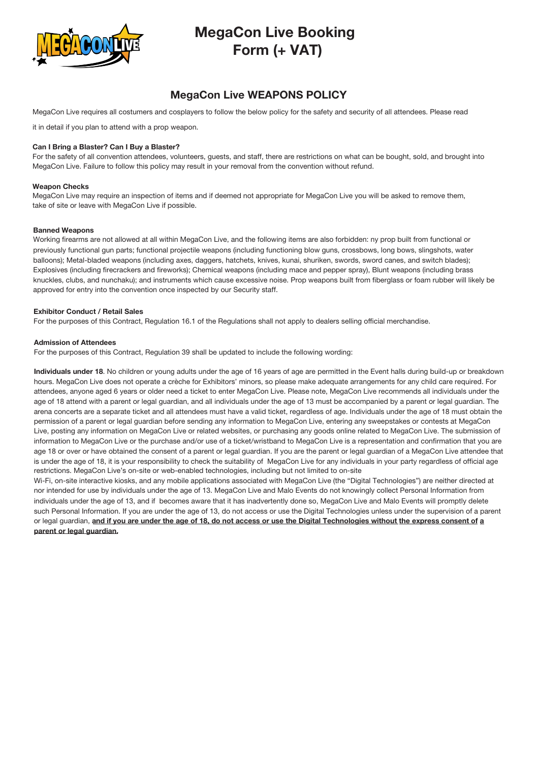# MegaCon Live Booking Form (+ VAT)

## MegaCon Live WEAPONS POLICY

MegaCon Live requires all costumers and cosplayers to follow the below policy for the safety and security of all attendees. Please read

it in detail if you plan to attend with a prop weapon.

**Can I Bring a Blaster? Can I Buy a Blaster?**
For the safety of all convention attendees, volunteers, guests, and staff, there are restrictions on what can be bought, sold, and brought into MegaCon Live. Failure to follow this policy may result in your removal from the convention without refund.

**Weapon Checks**
MegaCon Live may require an inspection of items and if deemed not appropriate for MegaCon Live you will be asked to remove them, take of site or leave with MegaCon Live if possible.

**Banned Weapons**
Working firearms are not allowed at all within MegaCon Live, and the following items are also forbidden: ny prop built from functional or previously functional gun parts; functional projectile weapons (including functioning blow guns, crossbows, long bows, slingshots, water balloons); Metal-bladed weapons (including axes, daggers, hatchets, knives, kunai, shuriken, swords, sword canes, and switch blades); Explosives (including firecrackers and fireworks); Chemical weapons (including mace and pepper spray), Blunt weapons (including brass knuckles, clubs, and nunchaku); and instruments which cause excessive noise. Prop weapons built from fiberglass or foam rubber will likely be approved for entry into the convention once inspected by our Security staff.

**Exhibitor Conduct / Retail Sales**
For the purposes of this Contract, Regulation 16.1 of the Regulations shall not apply to dealers selling official merchandise.

**Admission of Attendees**
For the purposes of this Contract, Regulation 39 shall be updated to include the following wording:

**Individuals under 18**. No children or young adults under the age of 16 years of age are permitted in the Event halls during build-up or breakdown hours. MegaCon Live does not operate a crèche for Exhibitors' minors, so please make adequate arrangements for any child care required. For attendees, anyone aged 6 years or older need a ticket to enter MegaCon Live. Please note, MegaCon Live recommends all individuals under the age of 18 attend with a parent or legal guardian, and all individuals under the age of 13 must be accompanied by a parent or legal guardian. The arena concerts are a separate ticket and all attendees must have a valid ticket, regardless of age. Individuals under the age of 18 must obtain the permission of a parent or legal guardian before sending any information to MegaCon Live, entering any sweepstakes or contests at MegaCon Live, posting any information on MegaCon Live or related websites, or purchasing any goods online related to MegaCon Live. The submission of information to MegaCon Live or the purchase and/or use of a ticket/wristband to MegaCon Live is a representation and confirmation that you are age 18 or over or have obtained the consent of a parent or legal guardian. If you are the parent or legal guardian of a MegaCon Live attendee that is under the age of 18, it is your responsibility to check the suitability of MegaCon Live for any individuals in your party regardless of official age restrictions. MegaCon Live's on-site or web-enabled technologies, including but not limited to on-site
Wi-Fi, on-site interactive kiosks, and any mobile applications associated with MegaCon Live (the "Digital Technologies") are neither directed at nor intended for use by individuals under the age of 13. MegaCon Live and Malo Events do not knowingly collect Personal Information from individuals under the age of 13, and if becomes aware that it has inadvertently done so, MegaCon Live and Malo Events will promptly delete such Personal Information. If you are under the age of 13, do not access or use the Digital Technologies unless under the supervision of a parent or legal guardian, **and if you are under the age of 18, do not access or use the Digital Technologies without the express consent of a parent or legal guardian.**